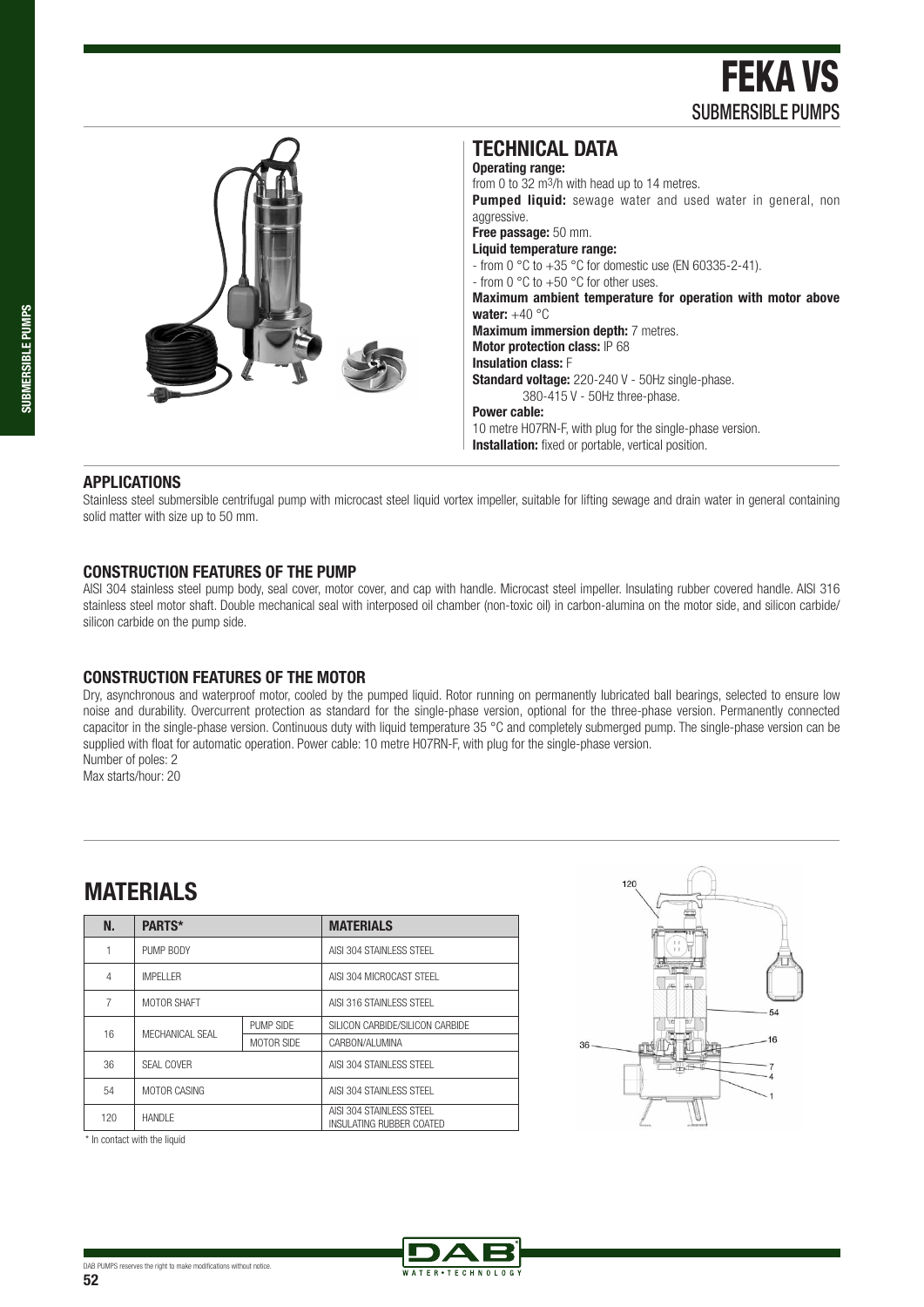# FEKA VS

## SUBMERSIBLE PUMPS

## TECHNICAL DATA

**Operating range:**
from 0 to 32 $m^3/h$ with head up to 14 metres.
**Pumped liquid:** sewage water and used water in general, non aggressive.
**Free passage:** 50 mm.
**Liquid temperature range:**
- from 0 °C to +35 °C for domestic use (EN 60335-2-41).
- from 0 °C to +50 °C for other uses.

**Maximum ambient temperature for operation with motor above water:** +40 °C
**Maximum immersion depth:** 7 metres.
**Motor protection class:** IP 68
**Insulation class:** F
**Standard voltage:** 220-240 V - 50Hz single-phase.
380-415 V - 50Hz three-phase.
**Power cable:**
10 metre H07RN-F, with plug for the single-phase version.
**Installation:** fixed or portable, vertical position.

### APPLICATIONS

Stainless steel submersible centrifugal pump with microcast steel liquid vortex impeller, suitable for lifting sewage and drain water in general containing solid matter with size up to 50 mm.

### CONSTRUCTION FEATURES OF THE PUMP

AISI 304 stainless steel pump body, seal cover, motor cover, and cap with handle. Microcast steel impeller. Insulating rubber covered handle. AISI 316 stainless steel motor shaft. Double mechanical seal with interposed oil chamber (non-toxic oil) in carbon-alumina on the motor side, and silicon carbide/ silicon carbide on the pump side.

### CONSTRUCTION FEATURES OF THE MOTOR

Dry, asynchronous and waterproof motor, cooled by the pumped liquid. Rotor running on permanently lubricated ball bearings, selected to ensure low noise and durability. Overcurrent protection as standard for the single-phase version, optional for the three-phase version. Permanently connected capacitor in the single-phase version. Continuous duty with liquid temperature 35 °C and completely submerged pump. The single-phase version can be supplied with float for automatic operation. Power cable: 10 metre H07RN-F, with plug for the single-phase version.
Number of poles: 2
Max starts/hour: 20

## MATERIALS

| N. | PARTS* | | MATERIALS |
|---|---|---|---|
| 1 | PUMP BODY | | AISI 304 STAINLESS STEEL |
| 4 | IMPELLER | | AISI 304 MICROCAST STEEL |
| 7 | MOTOR SHAFT | | AISI 316 STAINLESS STEEL |
| 16 | MECHANICAL SEAL | PUMP SIDE | SILICON CARBIDE/SILICON CARBIDE |
| | | MOTOR SIDE | CARBON/ALUMINA |
| 36 | SEAL COVER | | AISI 304 STAINLESS STEEL |
| 54 | MOTOR CASING | | AISI 304 STAINLESS STEEL |
| 120 | HANDLE | | AISI 304 STAINLESS STEEL INSULATING RUBBER COATED |

\* In contact with the liquid

DAB PUMPS reserves the right to make modifications without notice.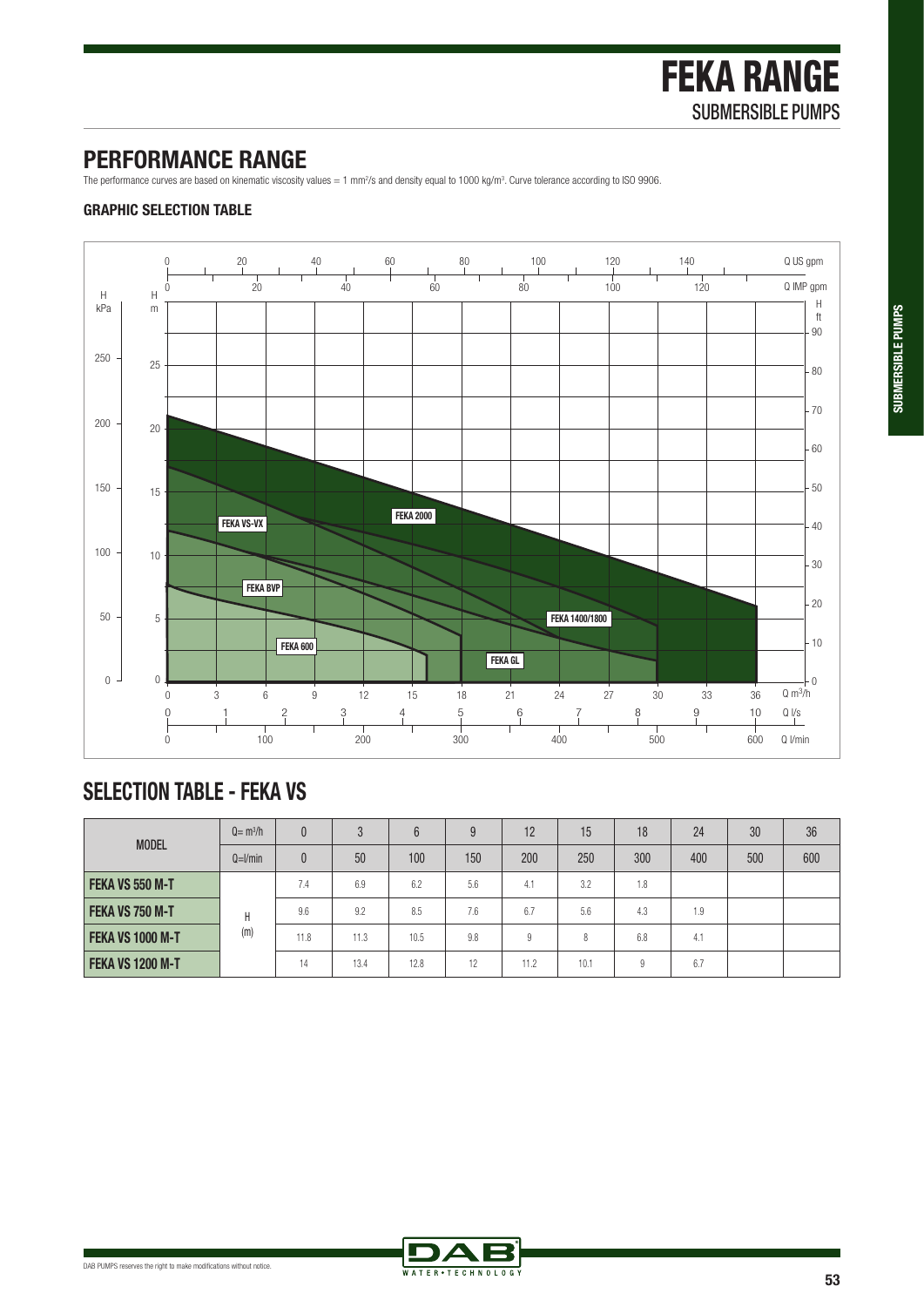# FEKA RANGE

SUBMERSIBLE PUMPS

## PERFORMANCE RANGE

The performance curves are based on kinematic viscosity values = 1 mm²/s and density equal to 1000 kg/m³. Curve tolerance according to ISO 9906.

### GRAPHIC SELECTION TABLE

## SELECTION TABLE - FEKA VS

| MODEL | Q= m³/h | 0 | 3 | 6 | 9 | 12 | 15 | 18 | 24 | 30 | 36 |
|---|---|---|---|---|---|---|---|---|---|---|---|
| | Q=l/min | 0 | 50 | 100 | 150 | 200 | 250 | 300 | 400 | 500 | 600 |
| **FEKA VS 550 M-T** | H (m) | 7.4 | 6.9 | 6.2 | 5.6 | 4.1 | 3.2 | 1.8 | | | |
| **FEKA VS 750 M-T** | | 9.6 | 9.2 | 8.5 | 7.6 | 6.7 | 5.6 | 4.3 | 1.9 | | |
| **FEKA VS 1000 M-T** | | 11.8 | 11.3 | 10.5 | 9.8 | 9 | 8 | 6.8 | 4.1 | | |
| **FEKA VS 1200 M-T** | | 14 | 13.4 | 12.8 | 12 | 11.2 | 10.1 | 9 | 6.7 | | |

DAB PUMPS reserves the right to make modifications without notice.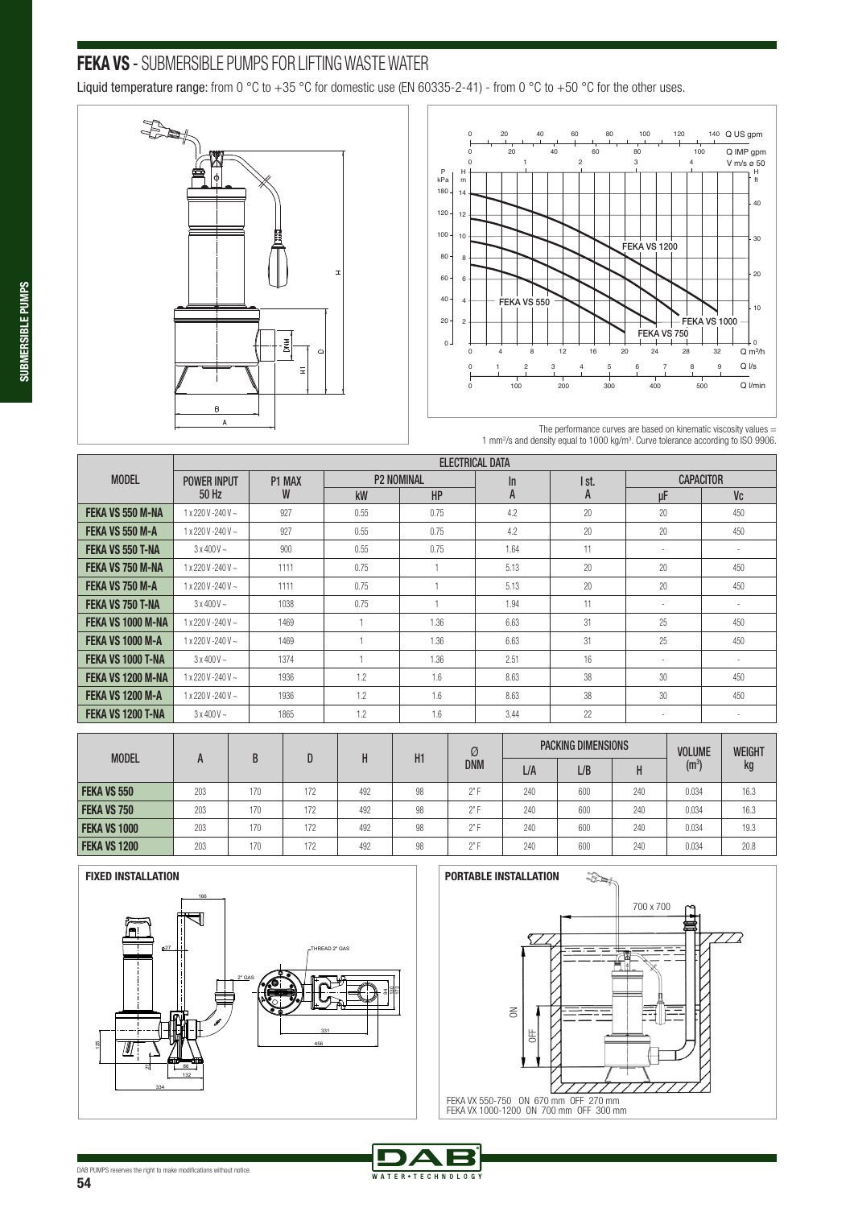## FEKA VS - SUBMERSIBLE PUMPS FOR LIFTING WASTE WATER

**Liquid temperature range:** from 0 °C to +35 °C for domestic use (EN 60335-2-41) - from 0 °C to +50 °C for the other uses.

Q US gpm 0 20 40 60 80 100 120 140
Q IMP gpm 0 20 40 60 80 100
V m/s ø 50 0 1 2 3 4
P kPa 0 20 40 60 80 100 120 180
H m 0 2 4 6 8 10 12 14
H ft 0 10 20 30 40
FEKA VS 1200
FEKA VS 550
FEKA VS 1000
FEKA VS 750
Q m³/h 0 4 8 12 16 20 24 28 32
Q l/s 0 1 2 3 4 5 6 7 8 9
Q l/min 0 100 200 300 400 500

The performance curves are based on kinematic viscosity values = 1 mm²/s and density equal to 1000 kg/m³. Curve tolerance according to ISO 9906.

| MODEL | ELECTRICAL DATA | | | | | | | |
|---|---|---|---|---|---|---|---|---|
| | POWER INPUT 50 Hz | P1 MAX W | P2 NOMINAL | | In A | I st. A | CAPACITOR | |
| | | | kW | HP | | | µF | Vc |
| FEKA VS 550 M-NA | 1 x 220 V -240 V ~ | 927 | 0.55 | 0.75 | 4.2 | 20 | 20 | 450 |
| FEKA VS 550 M-A | 1 x 220 V -240 V ~ | 927 | 0.55 | 0.75 | 4.2 | 20 | 20 | 450 |
| FEKA VS 550 T-NA | 3 x 400 V ~ | 900 | 0.55 | 0.75 | 1.64 | 11 | - | - |
| FEKA VS 750 M-NA | 1 x 220 V -240 V ~ | 1111 | 0.75 | 1 | 5.13 | 20 | 20 | 450 |
| FEKA VS 750 M-A | 1 x 220 V -240 V ~ | 1111 | 0.75 | 1 | 5.13 | 20 | 20 | 450 |
| FEKA VS 750 T-NA | 3 x 400 V ~ | 1038 | 0.75 | 1 | 1.94 | 11 | - | - |
| FEKA VS 1000 M-NA | 1 x 220 V -240 V ~ | 1469 | 1 | 1.36 | 6.63 | 31 | 25 | 450 |
| FEKA VS 1000 M-A | 1 x 220 V -240 V ~ | 1469 | 1 | 1.36 | 6.63 | 31 | 25 | 450 |
| FEKA VS 1000 T-NA | 3 x 400 V ~ | 1374 | 1 | 1.36 | 2.51 | 16 | - | - |
| FEKA VS 1200 M-NA | 1 x 220 V -240 V ~ | 1936 | 1.2 | 1.6 | 8.63 | 38 | 30 | 450 |
| FEKA VS 1200 M-A | 1 x 220 V -240 V ~ | 1936 | 1.2 | 1.6 | 8.63 | 38 | 30 | 450 |
| FEKA VS 1200 T-NA | 3 x 400 V ~ | 1865 | 1.2 | 1.6 | 3.44 | 22 | - | - |

| MODEL | A | B | D | H | H1 | Ø DNM | PACKING DIMENSIONS | | | VOLUME (m³) | WEIGHT kg |
|---|---|---|---|---|---|---|---|---|---|---|---|
| | | | | | | | L/A | L/B | H | | |
| FEKA VS 550 | 203 | 170 | 172 | 492 | 98 | 2" F | 240 | 600 | 240 | 0.034 | 16.3 |
| FEKA VS 750 | 203 | 170 | 172 | 492 | 98 | 2" F | 240 | 600 | 240 | 0.034 | 16.3 |
| FEKA VS 1000 | 203 | 170 | 172 | 492 | 98 | 2" F | 240 | 600 | 240 | 0.034 | 19.3 |
| FEKA VS 1200 | 203 | 170 | 172 | 492 | 98 | 2" F | 240 | 600 | 240 | 0.034 | 20.8 |

**FIXED INSTALLATION**

**PORTABLE INSTALLATION**

700 x 700

ON

OFF

FEKA VX 550-750 ON 670 mm OFF 270 mm
FEKA VX 1000-1200 ON 700 mm OFF 300 mm

DAB PUMPS reserves the right to make modifications without notice.